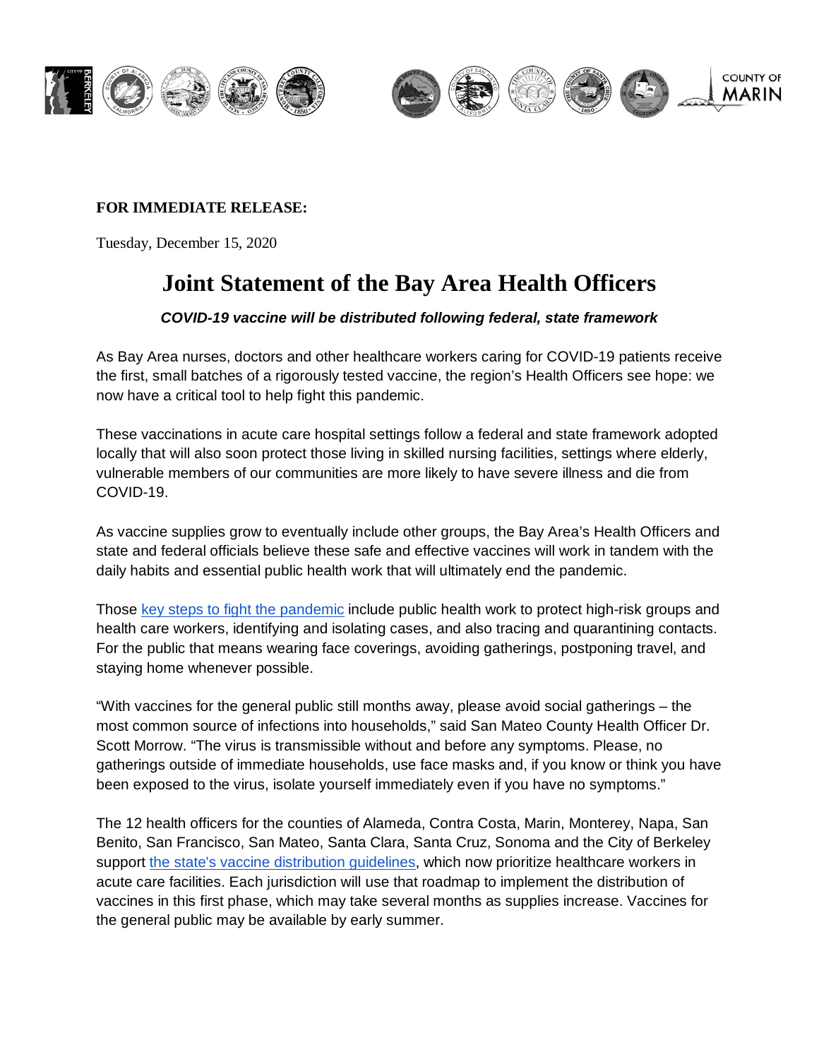**FOR IMMEDIATE RELEASE:**

Tuesday, December 15, 2020

# Joint Statement of the Bay Area Health Officers

***COVID-19 vaccine will be distributed following federal, state framework***

As Bay Area nurses, doctors and other healthcare workers caring for COVID-19 patients receive the first, small batches of a rigorously tested vaccine, the region's Health Officers see hope: we now have a critical tool to help fight this pandemic.

These vaccinations in acute care hospital settings follow a federal and state framework adopted locally that will also soon protect those living in skilled nursing facilities, settings where elderly, vulnerable members of our communities are more likely to have severe illness and die from COVID-19.

As vaccine supplies grow to eventually include other groups, the Bay Area's Health Officers and state and federal officials believe these safe and effective vaccines will work in tandem with the daily habits and essential public health work that will ultimately end the pandemic.

Those key steps to fight the pandemic include public health work to protect high-risk groups and health care workers, identifying and isolating cases, and also tracing and quarantining contacts. For the public that means wearing face coverings, avoiding gatherings, postponing travel, and staying home whenever possible.

"With vaccines for the general public still months away, please avoid social gatherings – the most common source of infections into households," said San Mateo County Health Officer Dr. Scott Morrow. "The virus is transmissible without and before any symptoms. Please, no gatherings outside of immediate households, use face masks and, if you know or think you have been exposed to the virus, isolate yourself immediately even if you have no symptoms."

The 12 health officers for the counties of Alameda, Contra Costa, Marin, Monterey, Napa, San Benito, San Francisco, San Mateo, Santa Clara, Santa Cruz, Sonoma and the City of Berkeley support the state's vaccine distribution guidelines, which now prioritize healthcare workers in acute care facilities. Each jurisdiction will use that roadmap to implement the distribution of vaccines in this first phase, which may take several months as supplies increase. Vaccines for the general public may be available by early summer.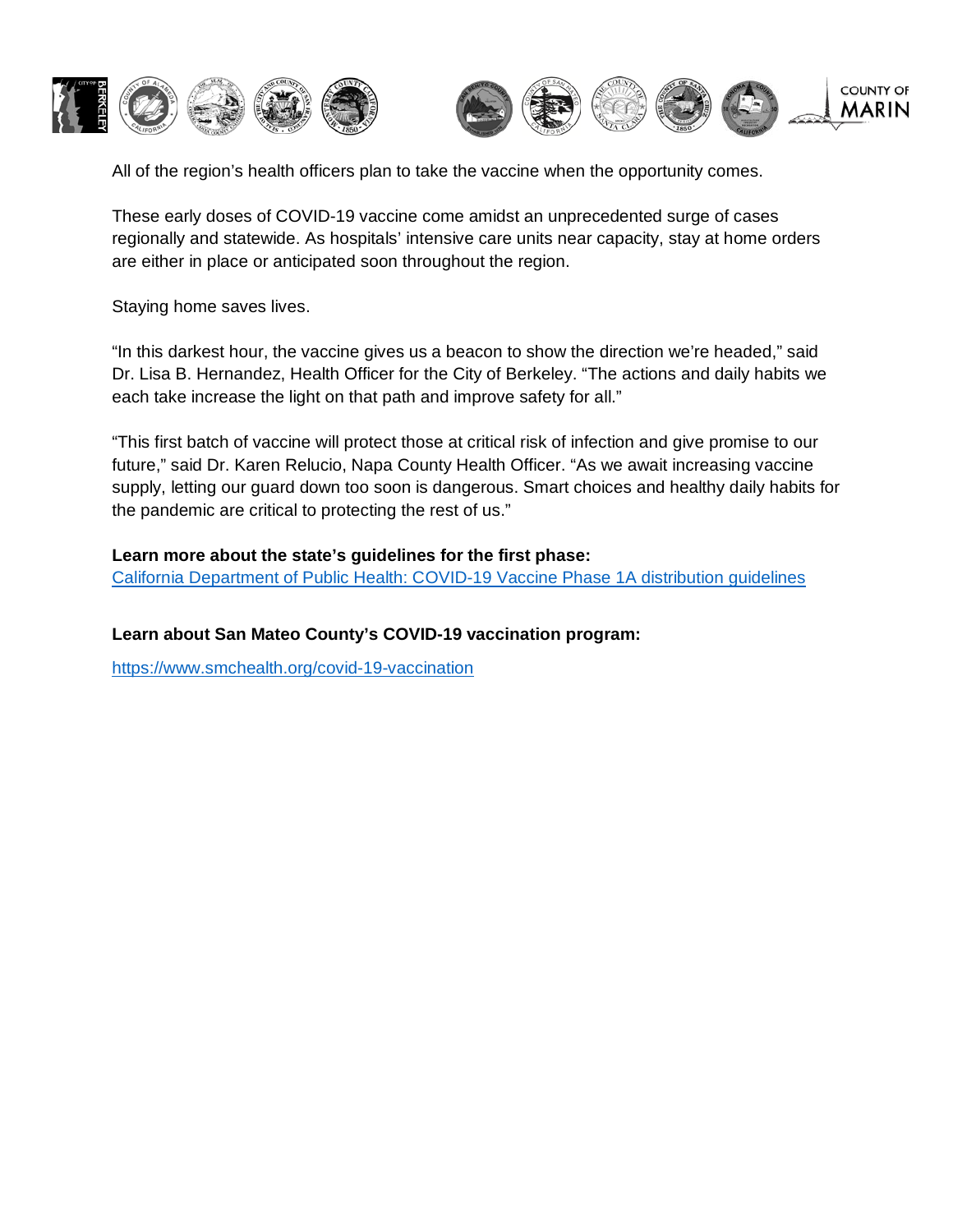All of the region's health officers plan to take the vaccine when the opportunity comes.

These early doses of COVID-19 vaccine come amidst an unprecedented surge of cases regionally and statewide. As hospitals' intensive care units near capacity, stay at home orders are either in place or anticipated soon throughout the region.

Staying home saves lives.

"In this darkest hour, the vaccine gives us a beacon to show the direction we're headed," said Dr. Lisa B. Hernandez, Health Officer for the City of Berkeley. "The actions and daily habits we each take increase the light on that path and improve safety for all."

"This first batch of vaccine will protect those at critical risk of infection and give promise to our future," said Dr. Karen Relucio, Napa County Health Officer. "As we await increasing vaccine supply, letting our guard down too soon is dangerous. Smart choices and healthy daily habits for the pandemic are critical to protecting the rest of us."

**Learn more about the state's guidelines for the first phase:**
California Department of Public Health: COVID-19 Vaccine Phase 1A distribution guidelines

**Learn about San Mateo County's COVID-19 vaccination program:**

https://www.smchealth.org/covid-19-vaccination